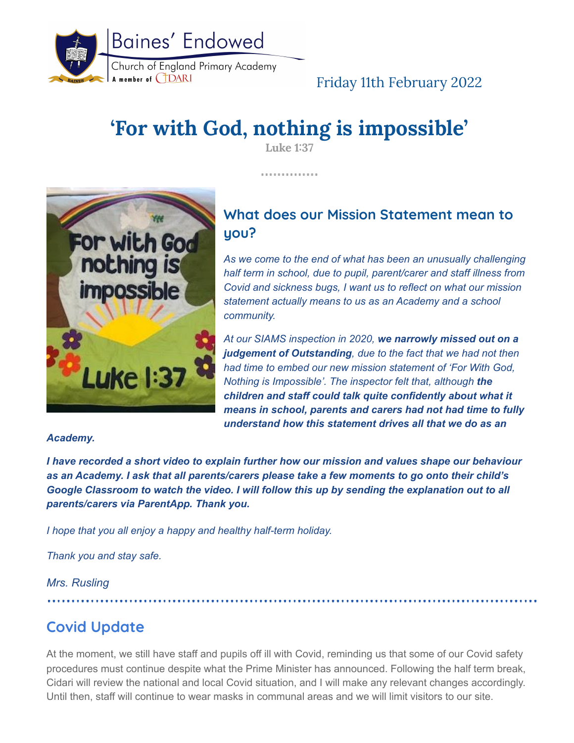Baines' Endowed
Church of England Primary Academy
A member of CIDARI

Friday 11th February 2022

# 'For with God, nothing is impossible'

Luke 1:37

## What does our Mission Statement mean to you?

*As we come to the end of what has been an unusually challenging half term in school, due to pupil, parent/carer and staff illness from Covid and sickness bugs, I want us to reflect on what our mission statement actually means to us as an Academy and a school community.*

*At our SIAMS inspection in 2020, **we narrowly missed out on a judgement of Outstanding**, due to the fact that we had not then had time to embed our new mission statement of 'For With God, Nothing is Impossible'. The inspector felt that, although **the children and staff could talk quite confidently about what it means in school, parents and carers had not had time to fully understand how this statement drives all that we do as an Academy.***

***I have recorded a short video to explain further how our mission and values shape our behaviour as an Academy. I ask that all parents/carers please take a few moments to go onto their child's Google Classroom to watch the video. I will follow this up by sending the explanation out to all parents/carers via ParentApp. Thank you.***

*I hope that you all enjoy a happy and healthy half-term holiday.*

*Thank you and stay safe.*

*Mrs. Rusling*

## Covid Update

At the moment, we still have staff and pupils off ill with Covid, reminding us that some of our Covid safety procedures must continue despite what the Prime Minister has announced. Following the half term break, Cidari will review the national and local Covid situation, and I will make any relevant changes accordingly. Until then, staff will continue to wear masks in communal areas and we will limit visitors to our site.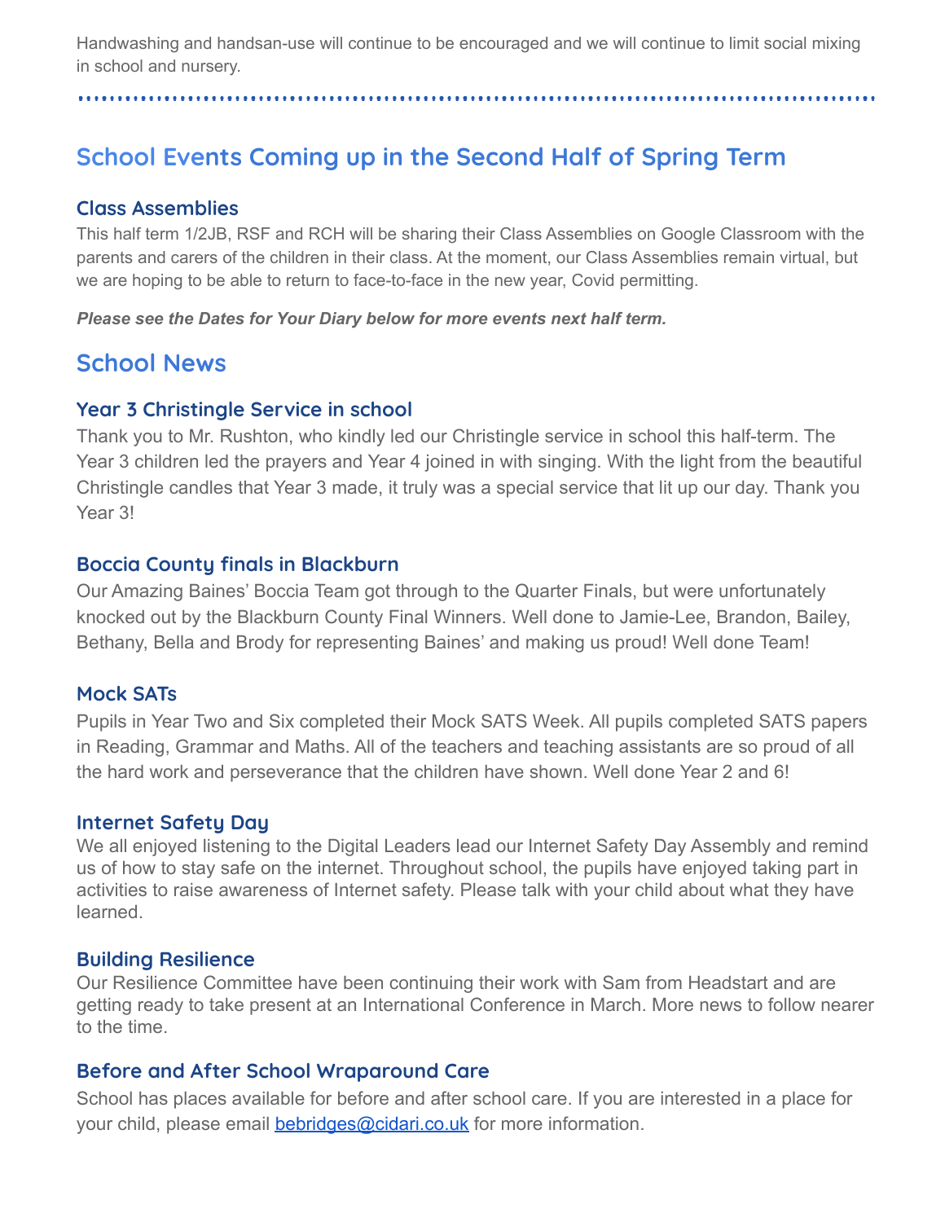Handwashing and handsan-use will continue to be encouraged and we will continue to limit social mixing in school and nursery.

## School Events Coming up in the Second Half of Spring Term

### Class Assemblies

This half term 1/2JB, RSF and RCH will be sharing their Class Assemblies on Google Classroom with the parents and carers of the children in their class. At the moment, our Class Assemblies remain virtual, but we are hoping to be able to return to face-to-face in the new year, Covid permitting.

***Please see the Dates for Your Diary below for more events next half term.***

## School News

### Year 3 Christingle Service in school

Thank you to Mr. Rushton, who kindly led our Christingle service in school this half-term. The Year 3 children led the prayers and Year 4 joined in with singing. With the light from the beautiful Christingle candles that Year 3 made, it truly was a special service that lit up our day. Thank you Year 3!

### Boccia County finals in Blackburn

Our Amazing Baines' Boccia Team got through to the Quarter Finals, but were unfortunately knocked out by the Blackburn County Final Winners. Well done to Jamie-Lee, Brandon, Bailey, Bethany, Bella and Brody for representing Baines' and making us proud! Well done Team!

### Mock SATs

Pupils in Year Two and Six completed their Mock SATS Week. All pupils completed SATS papers in Reading, Grammar and Maths. All of the teachers and teaching assistants are so proud of all the hard work and perseverance that the children have shown. Well done Year 2 and 6!

### Internet Safety Day

We all enjoyed listening to the Digital Leaders lead our Internet Safety Day Assembly and remind us of how to stay safe on the internet. Throughout school, the pupils have enjoyed taking part in activities to raise awareness of Internet safety. Please talk with your child about what they have learned.

### Building Resilience

Our Resilience Committee have been continuing their work with Sam from Headstart and are getting ready to take present at an International Conference in March. More news to follow nearer to the time.

### Before and After School Wraparound Care

School has places available for before and after school care. If you are interested in a place for your child, please email [bebridges@cidari.co.uk](mailto:bebridges@cidari.co.uk) for more information.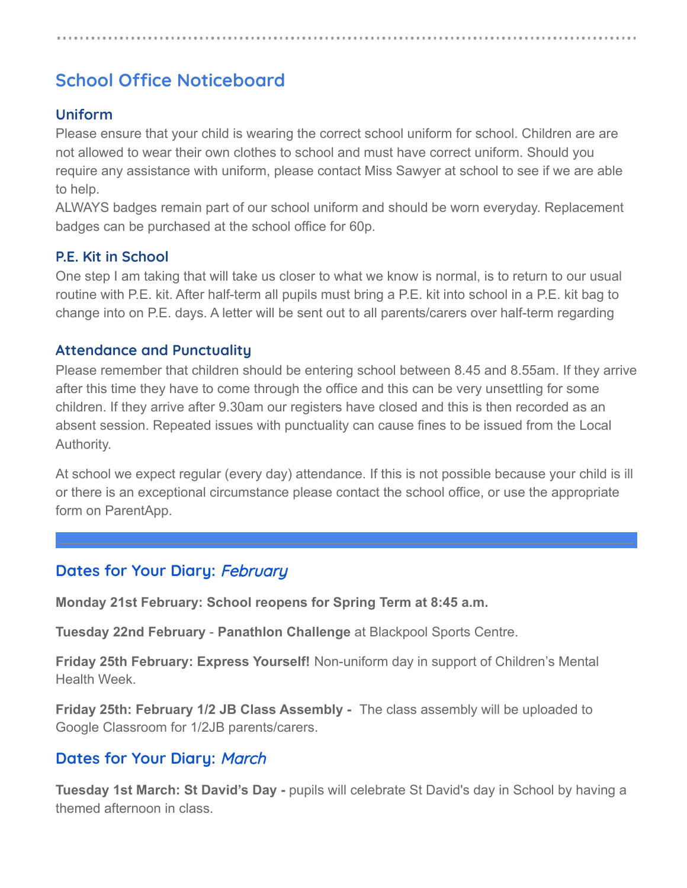## School Office Noticeboard

### Uniform

Please ensure that your child is wearing the correct school uniform for school. Children are are not allowed to wear their own clothes to school and must have correct uniform. Should you require any assistance with uniform, please contact Miss Sawyer at school to see if we are able to help.

ALWAYS badges remain part of our school uniform and should be worn everyday. Replacement badges can be purchased at the school office for 60p.

### P.E. Kit in School

One step I am taking that will take us closer to what we know is normal, is to return to our usual routine with P.E. kit. After half-term all pupils must bring a P.E. kit into school in a P.E. kit bag to change into on P.E. days. A letter will be sent out to all parents/carers over half-term regarding

### Attendance and Punctuality

Please remember that children should be entering school between 8.45 and 8.55am. If they arrive after this time they have to come through the office and this can be very unsettling for some children. If they arrive after 9.30am our registers have closed and this is then recorded as an absent session. Repeated issues with punctuality can cause fines to be issued from the Local Authority.

At school we expect regular (every day) attendance. If this is not possible because your child is ill or there is an exceptional circumstance please contact the school office, or use the appropriate form on ParentApp.

---

## Dates for Your Diary: *February*

**Monday 21st February: School reopens for Spring Term at 8:45 a.m.**

**Tuesday 22nd February** - **Panathlon Challenge** at Blackpool Sports Centre.

**Friday 25th February: Express Yourself!** Non-uniform day in support of Children's Mental Health Week.

**Friday 25th: February 1/2 JB Class Assembly -** The class assembly will be uploaded to Google Classroom for 1/2JB parents/carers.

## Dates for Your Diary: *March*

**Tuesday 1st March: St David's Day -** pupils will celebrate St David's day in School by having a themed afternoon in class.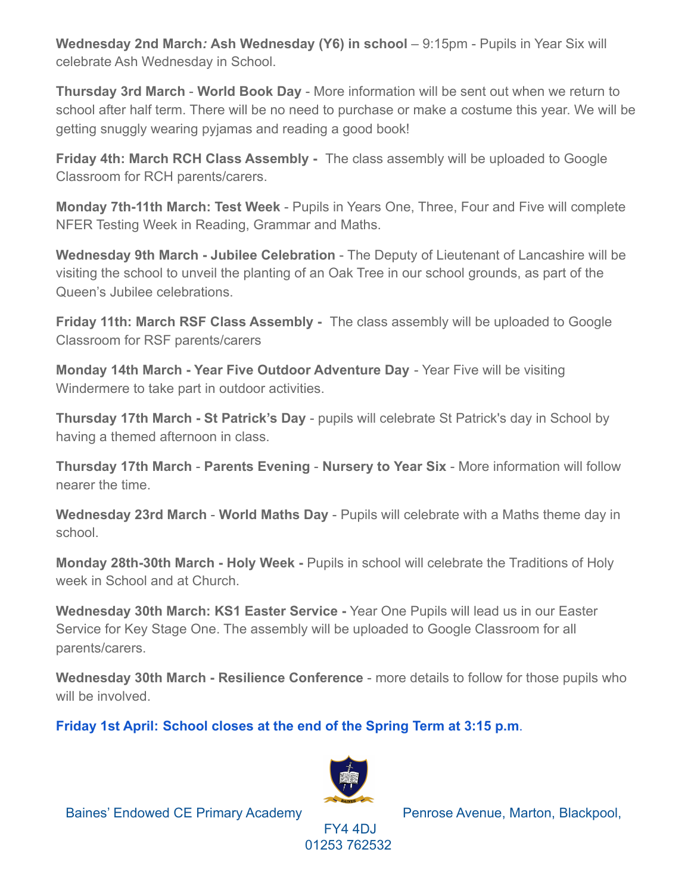**Wednesday 2nd March*: *Ash Wednesday (Y6) in school** – 9:15pm - Pupils in Year Six will celebrate Ash Wednesday in School.

**Thursday 3rd March** - **World Book Day** - More information will be sent out when we return to school after half term. There will be no need to purchase or make a costume this year. We will be getting snuggly wearing pyjamas and reading a good book!

**Friday 4th: March RCH Class Assembly -** The class assembly will be uploaded to Google Classroom for RCH parents/carers.

**Monday 7th-11th March: Test Week** - Pupils in Years One, Three, Four and Five will complete NFER Testing Week in Reading, Grammar and Maths.

**Wednesday 9th March - Jubilee Celebration** - The Deputy of Lieutenant of Lancashire will be visiting the school to unveil the planting of an Oak Tree in our school grounds, as part of the Queen's Jubilee celebrations.

**Friday 11th: March RSF Class Assembly -** The class assembly will be uploaded to Google Classroom for RSF parents/carers

**Monday 14th March - Year Five Outdoor Adventure Day** - Year Five will be visiting Windermere to take part in outdoor activities.

**Thursday 17th March - St Patrick's Day** - pupils will celebrate St Patrick's day in School by having a themed afternoon in class.

**Thursday 17th March** - **Parents Evening** - **Nursery to Year Six** - More information will follow nearer the time.

**Wednesday 23rd March** - **World Maths Day** - Pupils will celebrate with a Maths theme day in school.

**Monday 28th-30th March - Holy Week -** Pupils in school will celebrate the Traditions of Holy week in School and at Church.

**Wednesday 30th March: KS1 Easter Service -** Year One Pupils will lead us in our Easter Service for Key Stage One. The assembly will be uploaded to Google Classroom for all parents/carers.

**Wednesday 30th March - Resilience Conference** - more details to follow for those pupils who will be involved.

**Friday 1st April: School closes at the end of the Spring Term at 3:15 p.m**.

Baines' Endowed CE Primary Academy Penrose Avenue, Marton, Blackpool, FY4 4DJ
01253 762532